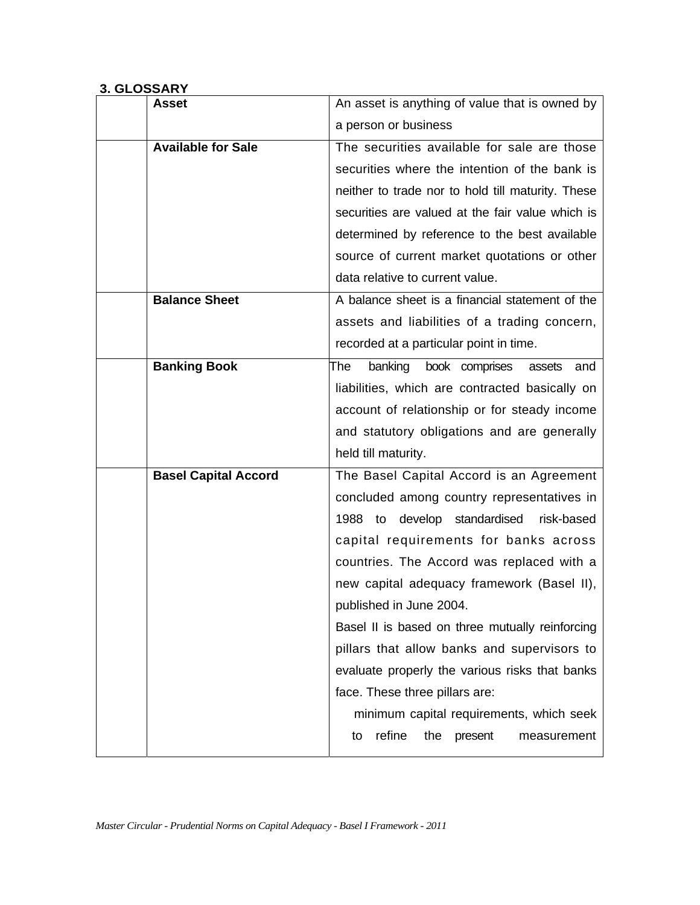### 3. GLOSSARY

| | | |
|---|---|---|
| | **Asset** | An asset is anything of value that is owned by a person or business |
| | **Available for Sale** | The securities available for sale are those securities where the intention of the bank is neither to trade nor to hold till maturity. These securities are valued at the fair value which is determined by reference to the best available source of current market quotations or other data relative to current value. |
| | **Balance Sheet** | A balance sheet is a financial statement of the assets and liabilities of a trading concern, recorded at a particular point in time. |
| | **Banking Book** | The banking book comprises assets and liabilities, which are contracted basically on account of relationship or for steady income and statutory obligations and are generally held till maturity. |
| | **Basel Capital Accord** | The Basel Capital Accord is an Agreement concluded among country representatives in 1988 to develop standardised risk-based capital requirements for banks across countries. The Accord was replaced with a new capital adequacy framework (Basel II), published in June 2004.<br>Basel II is based on three mutually reinforcing pillars that allow banks and supervisors to evaluate properly the various risks that banks face. These three pillars are:<br>minimum capital requirements, which seek to refine the present measurement |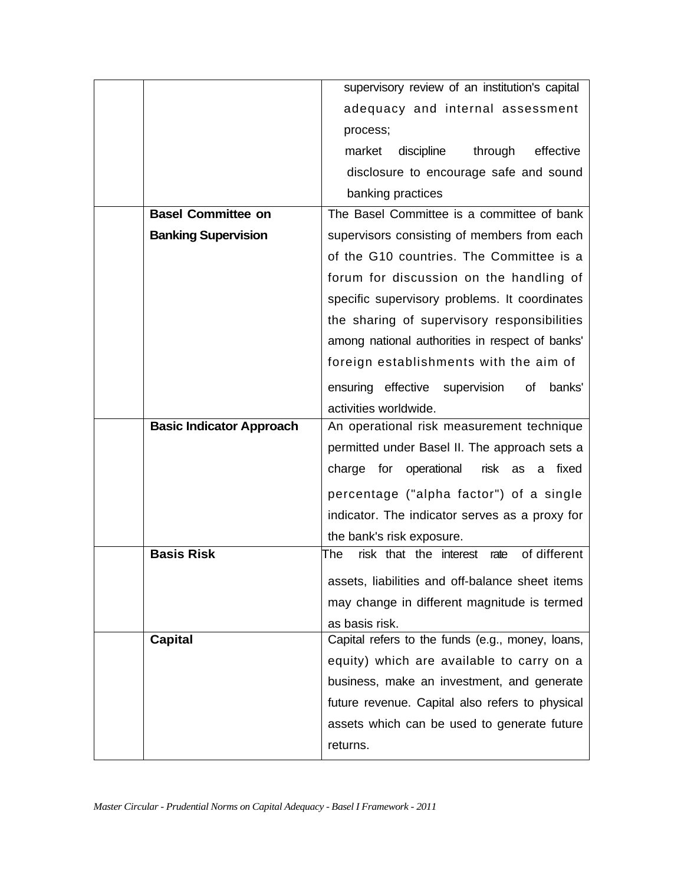| | | |
|---|---|---|
| | | supervisory review of an institution's capital adequacy and internal assessment process;<br>market discipline through effective disclosure to encourage safe and sound banking practices |
| | **Basel Committee on Banking Supervision** | The Basel Committee is a committee of bank supervisors consisting of members from each of the G10 countries. The Committee is a forum for discussion on the handling of specific supervisory problems. It coordinates the sharing of supervisory responsibilities among national authorities in respect of banks' foreign establishments with the aim of ensuring effective supervision of banks' activities worldwide. |
| | **Basic Indicator Approach** | An operational risk measurement technique permitted under Basel II. The approach sets a charge for operational risk as a fixed percentage ("alpha factor") of a single indicator. The indicator serves as a proxy for the bank's risk exposure. |
| | **Basis Risk** | The risk that the interest rate of different assets, liabilities and off-balance sheet items may change in different magnitude is termed as basis risk. |
| | **Capital** | Capital refers to the funds (e.g., money, loans, equity) which are available to carry on a business, make an investment, and generate future revenue. Capital also refers to physical assets which can be used to generate future returns. |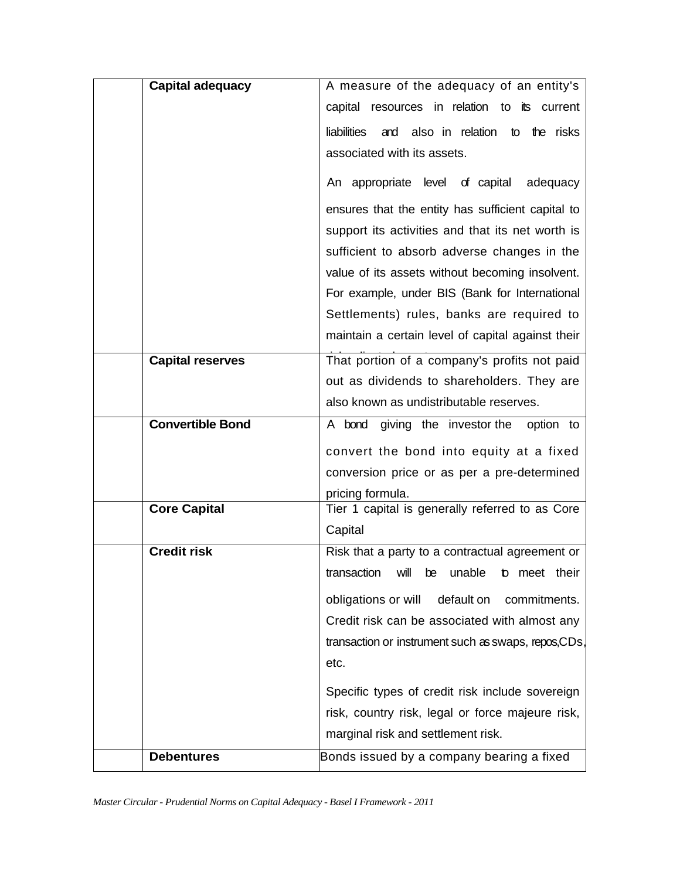| | | |
|---|---|---|
| | **Capital adequacy** | A measure of the adequacy of an entity's capital resources in relation to its current liabilities and also in relation to the risks associated with its assets.<br><br>An appropriate level of capital adequacy ensures that the entity has sufficient capital to support its activities and that its net worth is sufficient to absorb adverse changes in the value of its assets without becoming insolvent. For example, under BIS (Bank for International Settlements) rules, banks are required to maintain a certain level of capital against their risk-adjusted assets. |
| | **Capital reserves** | That portion of a company's profits not paid out as dividends to shareholders. They are also known as undistributable reserves. |
| | **Convertible Bond** | A bond giving the investor the option to convert the bond into equity at a fixed conversion price or as per a pre-determined pricing formula. |
| | **Core Capital** | Tier 1 capital is generally referred to as Core Capital |
| | **Credit risk** | Risk that a party to a contractual agreement or transaction will be unable to meet their obligations or will default on commitments. Credit risk can be associated with almost any transaction or instrument such as swaps, repos, CDs, etc.<br><br>Specific types of credit risk include sovereign risk, country risk, legal or force majeure risk, marginal risk and settlement risk. |
| | **Debentures** | Bonds issued by a company bearing a fixed |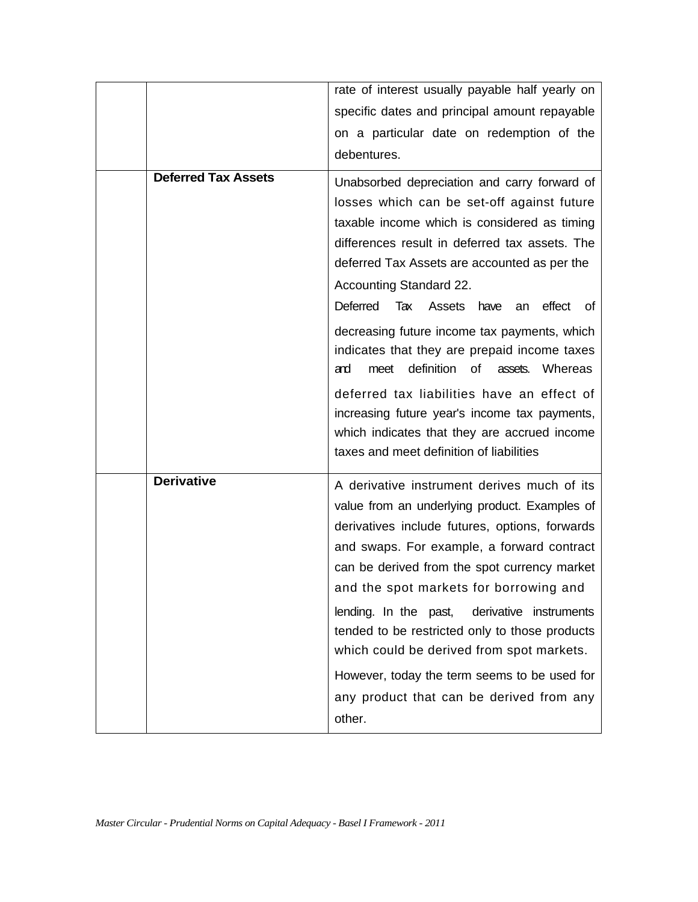| | | |
|---|---|---|
| | | rate of interest usually payable half yearly on specific dates and principal amount repayable on a particular date on redemption of the debentures. |
| | **Deferred Tax Assets** | Unabsorbed depreciation and carry forward of losses which can be set-off against future taxable income which is considered as timing differences result in deferred tax assets. The deferred Tax Assets are accounted as per the Accounting Standard 22.<br>Deferred Tax Assets have an effect of decreasing future income tax payments, which indicates that they are prepaid income taxes and meet definition of assets. Whereas deferred tax liabilities have an effect of increasing future year's income tax payments, which indicates that they are accrued income taxes and meet definition of liabilities |
| | **Derivative** | A derivative instrument derives much of its value from an underlying product. Examples of derivatives include futures, options, forwards and swaps. For example, a forward contract can be derived from the spot currency market and the spot markets for borrowing and lending. In the past, derivative instruments tended to be restricted only to those products which could be derived from spot markets.<br>However, today the term seems to be used for any product that can be derived from any other. |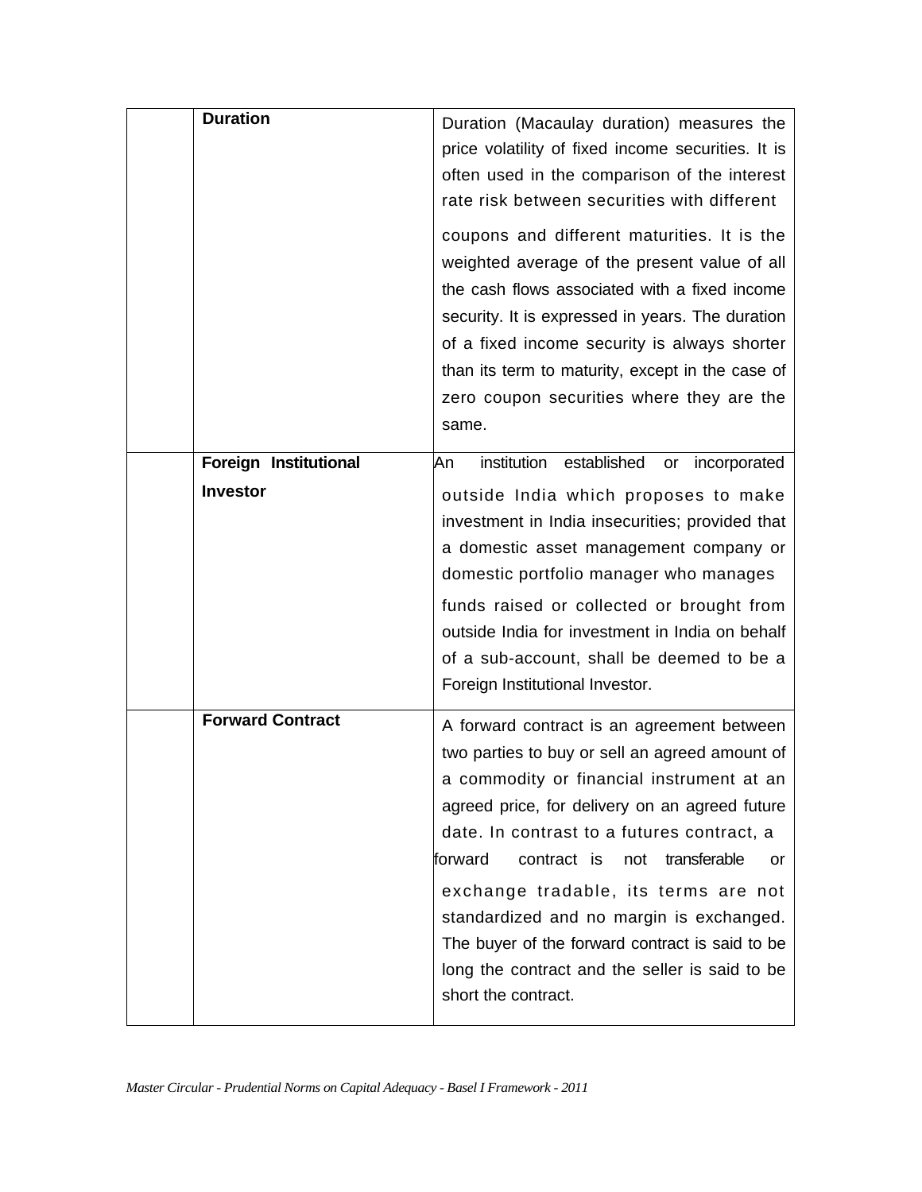| | | |
|---|---|---|
| | **Duration** | Duration (Macaulay duration) measures the price volatility of fixed income securities. It is often used in the comparison of the interest rate risk between securities with different coupons and different maturities. It is the weighted average of the present value of all the cash flows associated with a fixed income security. It is expressed in years. The duration of a fixed income security is always shorter than its term to maturity, except in the case of zero coupon securities where they are the same. |
| | **Foreign Institutional Investor** | An institution established or incorporated outside India which proposes to make investment in India insecurities; provided that a domestic asset management company or domestic portfolio manager who manages funds raised or collected or brought from outside India for investment in India on behalf of a sub-account, shall be deemed to be a Foreign Institutional Investor. |
| | **Forward Contract** | A forward contract is an agreement between two parties to buy or sell an agreed amount of a commodity or financial instrument at an agreed price, for delivery on an agreed future date. In contrast to a futures contract, a forward contract is not transferable or exchange tradable, its terms are not standardized and no margin is exchanged. The buyer of the forward contract is said to be long the contract and the seller is said to be short the contract. |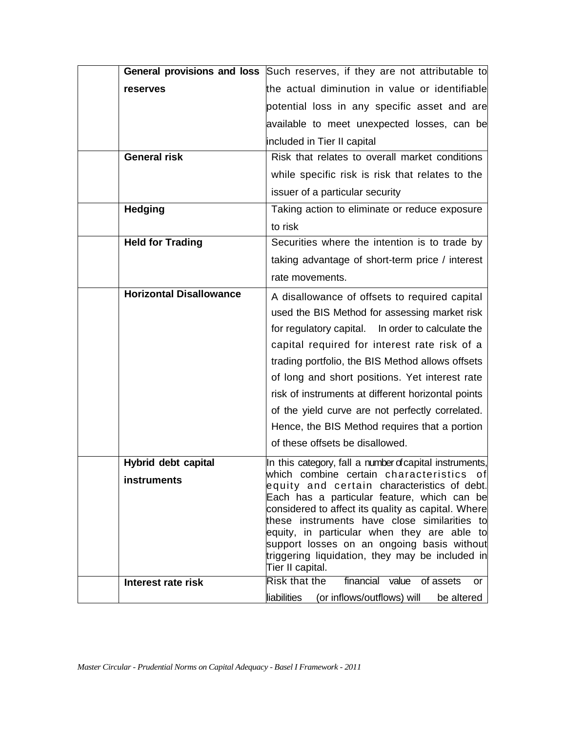| | | |
|---|---|---|
| | **General provisions and loss reserves** | Such reserves, if they are not attributable to the actual diminution in value or identifiable potential loss in any specific asset and are available to meet unexpected losses, can be included in Tier II capital |
| | **General risk** | Risk that relates to overall market conditions while specific risk is risk that relates to the issuer of a particular security |
| | **Hedging** | Taking action to eliminate or reduce exposure to risk |
| | **Held for Trading** | Securities where the intention is to trade by taking advantage of short-term price / interest rate movements. |
| | **Horizontal Disallowance** | A disallowance of offsets to required capital used the BIS Method for assessing market risk for regulatory capital. In order to calculate the capital required for interest rate risk of a trading portfolio, the BIS Method allows offsets of long and short positions. Yet interest rate risk of instruments at different horizontal points of the yield curve are not perfectly correlated. Hence, the BIS Method requires that a portion of these offsets be disallowed. |
| | **Hybrid debt capital instruments** | In this category, fall a number of capital instruments, which combine certain characteristics of equity and certain characteristics of debt. Each has a particular feature, which can be considered to affect its quality as capital. Where these instruments have close similarities to equity, in particular when they are able to support losses on an ongoing basis without triggering liquidation, they may be included in Tier II capital. |
| | **Interest rate risk** | Risk that the financial value of assets or liabilities (or inflows/outflows) will be altered |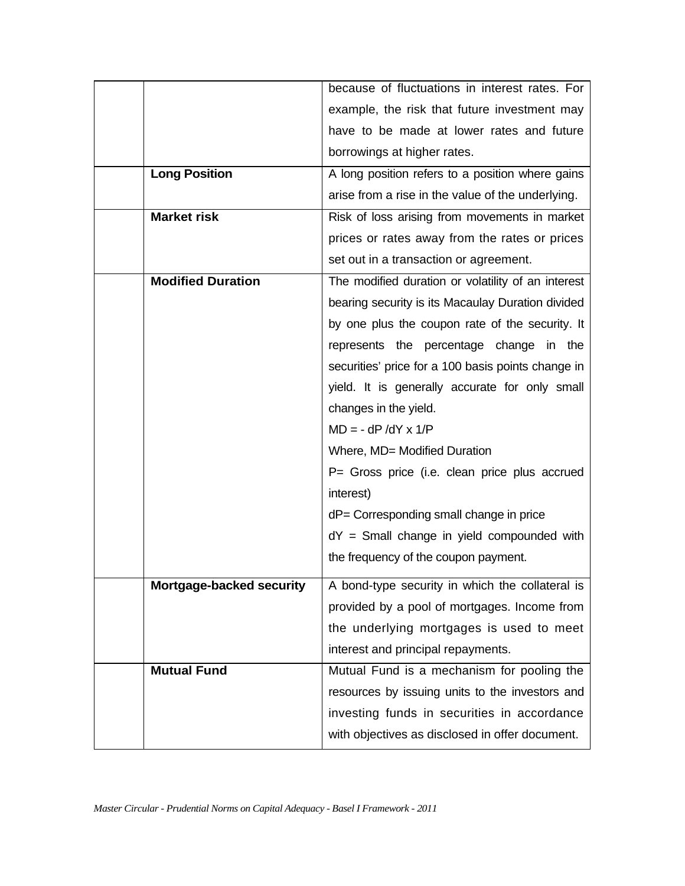| | | |
|---|---|---|
| | | because of fluctuations in interest rates. For example, the risk that future investment may have to be made at lower rates and future borrowings at higher rates. |
| | **Long Position** | A long position refers to a position where gains arise from a rise in the value of the underlying. |
| | **Market risk** | Risk of loss arising from movements in market prices or rates away from the rates or prices set out in a transaction or agreement. |
| | **Modified Duration** | The modified duration or volatility of an interest bearing security is its Macaulay Duration divided by one plus the coupon rate of the security. It represents the percentage change in the securities' price for a 100 basis points change in yield. It is generally accurate for only small changes in the yield. <br> $MD = - dP / dY \times 1/P$ <br> Where, MD= Modified Duration <br> P= Gross price (i.e. clean price plus accrued interest) <br> dP= Corresponding small change in price <br> dY = Small change in yield compounded with the frequency of the coupon payment. |
| | **Mortgage-backed security** | A bond-type security in which the collateral is provided by a pool of mortgages. Income from the underlying mortgages is used to meet interest and principal repayments. |
| | **Mutual Fund** | Mutual Fund is a mechanism for pooling the resources by issuing units to the investors and investing funds in securities in accordance with objectives as disclosed in offer document. |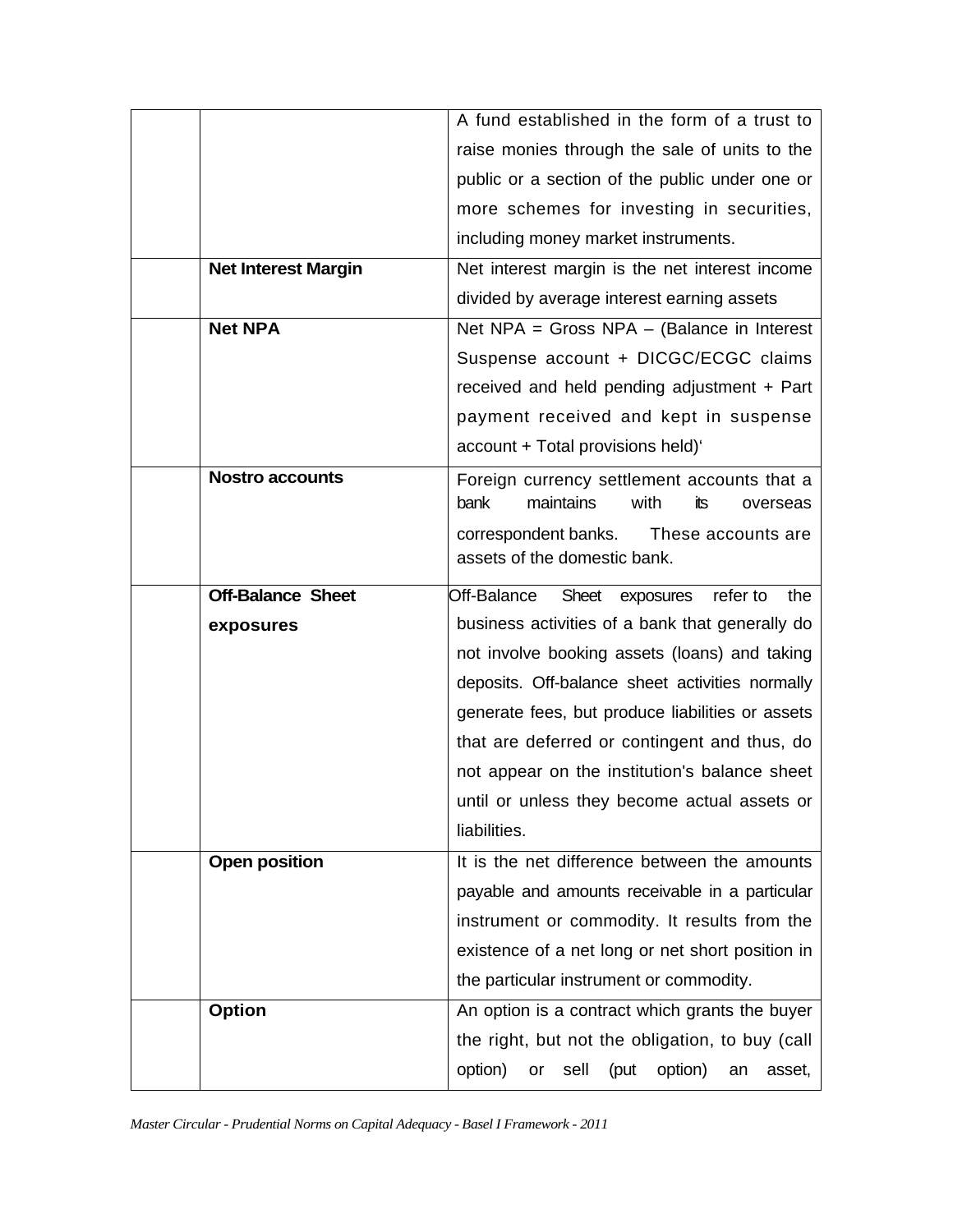| | | |
|---|---|---|
| | | A fund established in the form of a trust to raise monies through the sale of units to the public or a section of the public under one or more schemes for investing in securities, including money market instruments. |
| | **Net Interest Margin** | Net interest margin is the net interest income divided by average interest earning assets |
| | **Net NPA** | Net NPA = Gross NPA – (Balance in Interest Suspense account + DICGC/ECGC claims received and held pending adjustment + Part payment received and kept in suspense account + Total provisions held)' |
| | **Nostro accounts** | Foreign currency settlement accounts that a bank maintains with its overseas correspondent banks. These accounts are assets of the domestic bank. |
| | **Off-Balance Sheet exposures** | Off-Balance Sheet exposures refer to the business activities of a bank that generally do not involve booking assets (loans) and taking deposits. Off-balance sheet activities normally generate fees, but produce liabilities or assets that are deferred or contingent and thus, do not appear on the institution's balance sheet until or unless they become actual assets or liabilities. |
| | **Open position** | It is the net difference between the amounts payable and amounts receivable in a particular instrument or commodity. It results from the existence of a net long or net short position in the particular instrument or commodity. |
| | **Option** | An option is a contract which grants the buyer the right, but not the obligation, to buy (call option) or sell (put option) an asset, |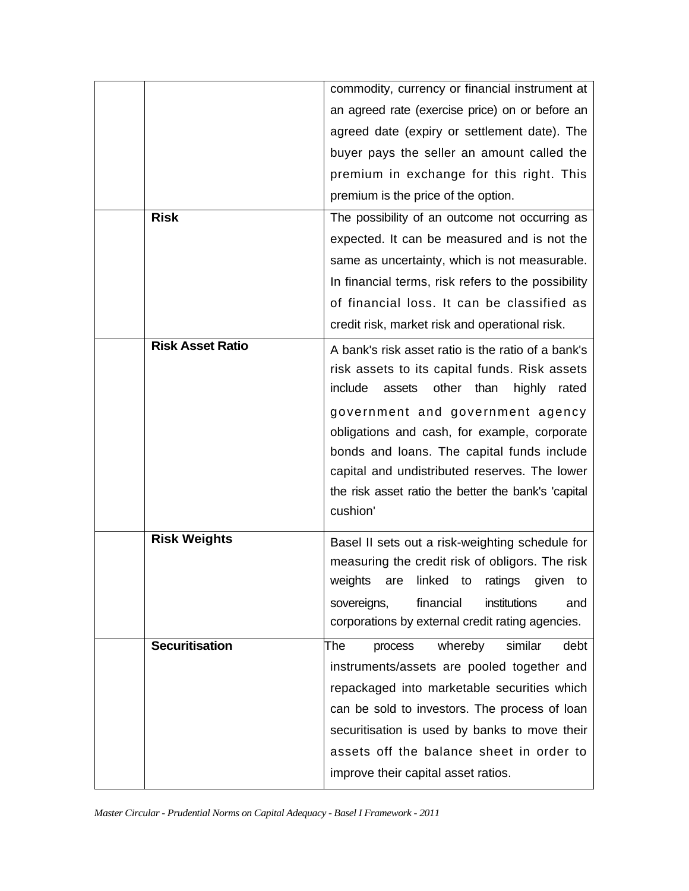| | | |
|---|---|---|
| | | commodity, currency or financial instrument at an agreed rate (exercise price) on or before an agreed date (expiry or settlement date). The buyer pays the seller an amount called the premium in exchange for this right. This premium is the price of the option. |
| | **Risk** | The possibility of an outcome not occurring as expected. It can be measured and is not the same as uncertainty, which is not measurable. In financial terms, risk refers to the possibility of financial loss. It can be classified as credit risk, market risk and operational risk. |
| | **Risk Asset Ratio** | A bank's risk asset ratio is the ratio of a bank's risk assets to its capital funds. Risk assets include assets other than highly rated government and government agency obligations and cash, for example, corporate bonds and loans. The capital funds include capital and undistributed reserves. The lower the risk asset ratio the better the bank's 'capital cushion' |
| | **Risk Weights** | Basel II sets out a risk-weighting schedule for measuring the credit risk of obligors. The risk weights are linked to ratings given to sovereigns, financial institutions and corporations by external credit rating agencies. |
| | **Securitisation** | The process whereby similar debt instruments/assets are pooled together and repackaged into marketable securities which can be sold to investors. The process of loan securitisation is used by banks to move their assets off the balance sheet in order to improve their capital asset ratios. |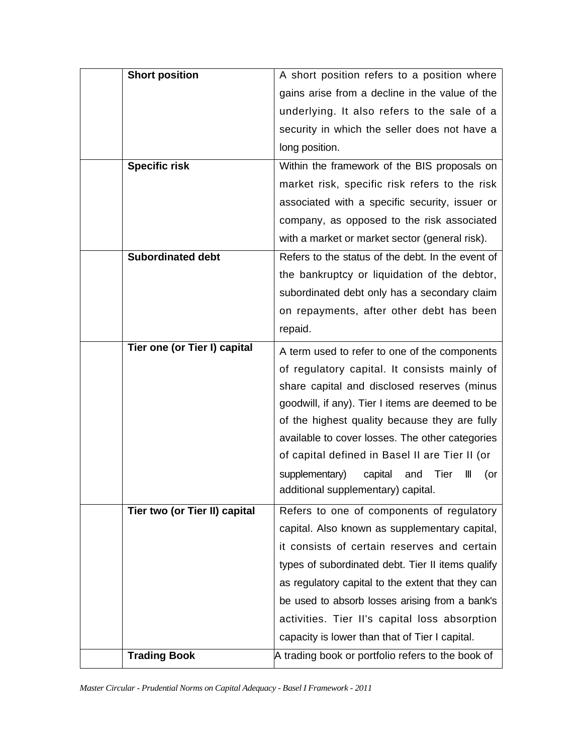| | | |
|---|---|---|
| | **Short position** | A short position refers to a position where gains arise from a decline in the value of the underlying. It also refers to the sale of a security in which the seller does not have a long position. |
| | **Specific risk** | Within the framework of the BIS proposals on market risk, specific risk refers to the risk associated with a specific security, issuer or company, as opposed to the risk associated with a market or market sector (general risk). |
| | **Subordinated debt** | Refers to the status of the debt. In the event of the bankruptcy or liquidation of the debtor, subordinated debt only has a secondary claim on repayments, after other debt has been repaid. |
| | **Tier one (or Tier I) capital** | A term used to refer to one of the components of regulatory capital. It consists mainly of share capital and disclosed reserves (minus goodwill, if any). Tier I items are deemed to be of the highest quality because they are fully available to cover losses. The other categories of capital defined in Basel II are Tier II (or supplementary) capital and Tier III (or additional supplementary) capital. |
| | **Tier two (or Tier II) capital** | Refers to one of components of regulatory capital. Also known as supplementary capital, it consists of certain reserves and certain types of subordinated debt. Tier II items qualify as regulatory capital to the extent that they can be used to absorb losses arising from a bank's activities. Tier II's capital loss absorption capacity is lower than that of Tier I capital. |
| | **Trading Book** | A trading book or portfolio refers to the book of |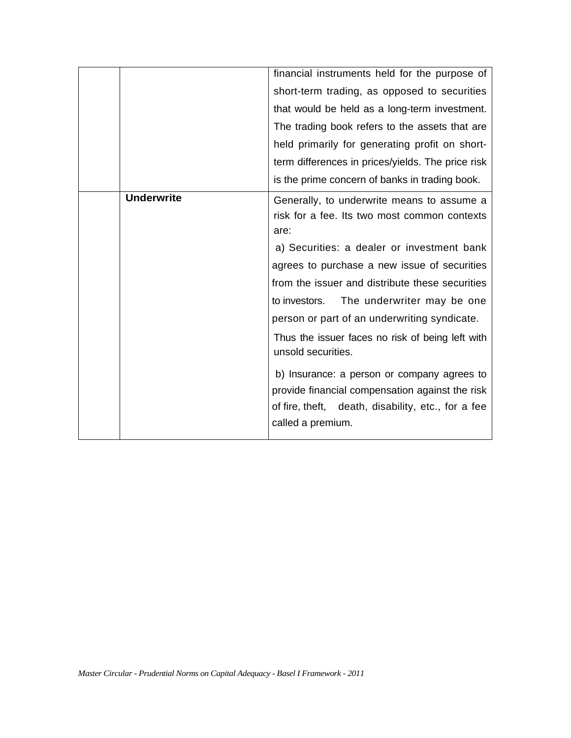| | | |
|---|---|---|
| | | financial instruments held for the purpose of short-term trading, as opposed to securities that would be held as a long-term investment. The trading book refers to the assets that are held primarily for generating profit on short-term differences in prices/yields. The price risk is the prime concern of banks in trading book. |
| | **Underwrite** | Generally, to underwrite means to assume a risk for a fee. Its two most common contexts are:<br>a) Securities: a dealer or investment bank agrees to purchase a new issue of securities from the issuer and distribute these securities to investors. The underwriter may be one person or part of an underwriting syndicate.<br>Thus the issuer faces no risk of being left with unsold securities.<br>b) Insurance: a person or company agrees to provide financial compensation against the risk of fire, theft, death, disability, etc., for a fee called a premium. |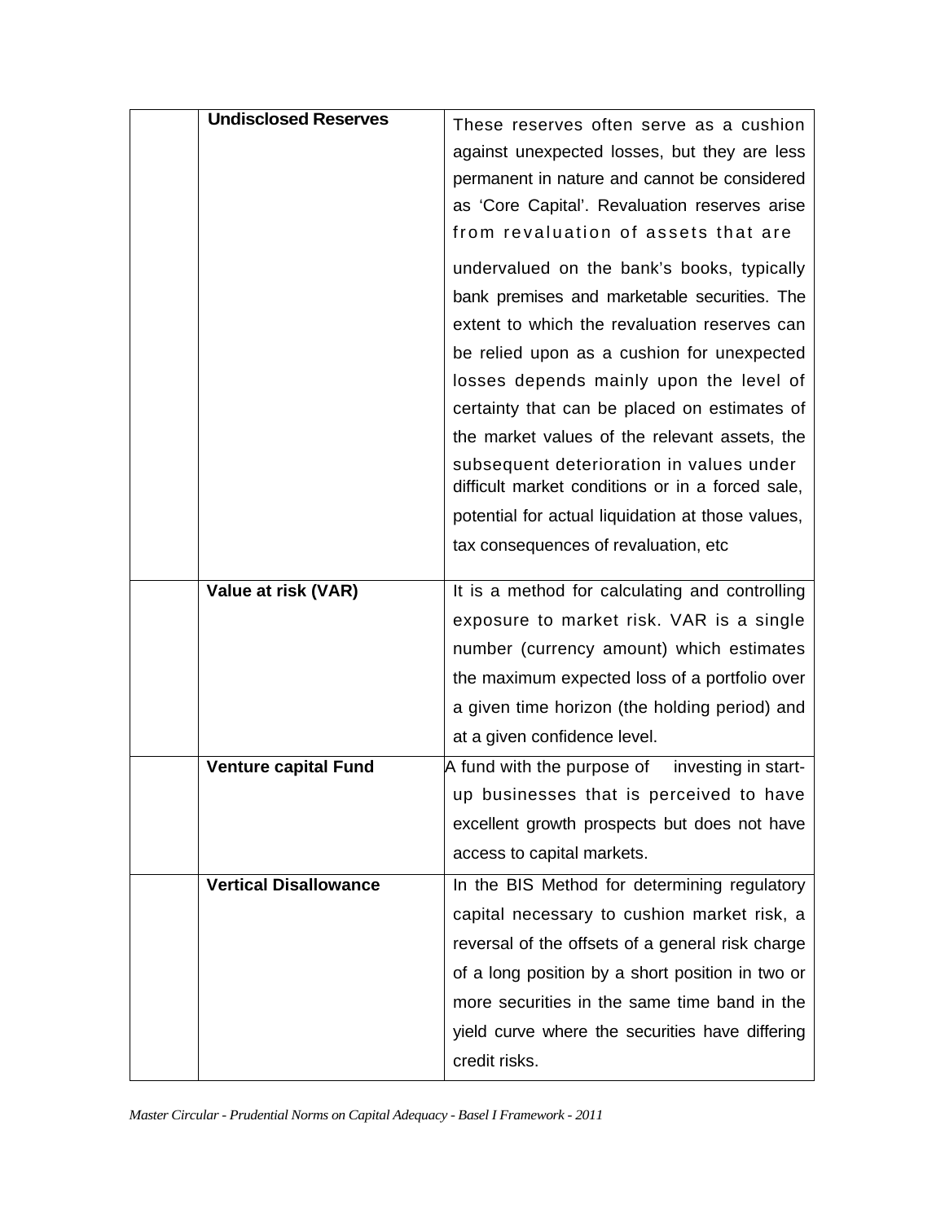| | | |
|---|---|---|
| | **Undisclosed Reserves** | These reserves often serve as a cushion against unexpected losses, but they are less permanent in nature and cannot be considered as 'Core Capital'. Revaluation reserves arise from revaluation of assets that are undervalued on the bank's books, typically bank premises and marketable securities. The extent to which the revaluation reserves can be relied upon as a cushion for unexpected losses depends mainly upon the level of certainty that can be placed on estimates of the market values of the relevant assets, the subsequent deterioration in values under difficult market conditions or in a forced sale, potential for actual liquidation at those values, tax consequences of revaluation, etc |
| | **Value at risk (VAR)** | It is a method for calculating and controlling exposure to market risk. VAR is a single number (currency amount) which estimates the maximum expected loss of a portfolio over a given time horizon (the holding period) and at a given confidence level. |
| | **Venture capital Fund** | A fund with the purpose of investing in start-up businesses that is perceived to have excellent growth prospects but does not have access to capital markets. |
| | **Vertical Disallowance** | In the BIS Method for determining regulatory capital necessary to cushion market risk, a reversal of the offsets of a general risk charge of a long position by a short position in two or more securities in the same time band in the yield curve where the securities have differing credit risks. |